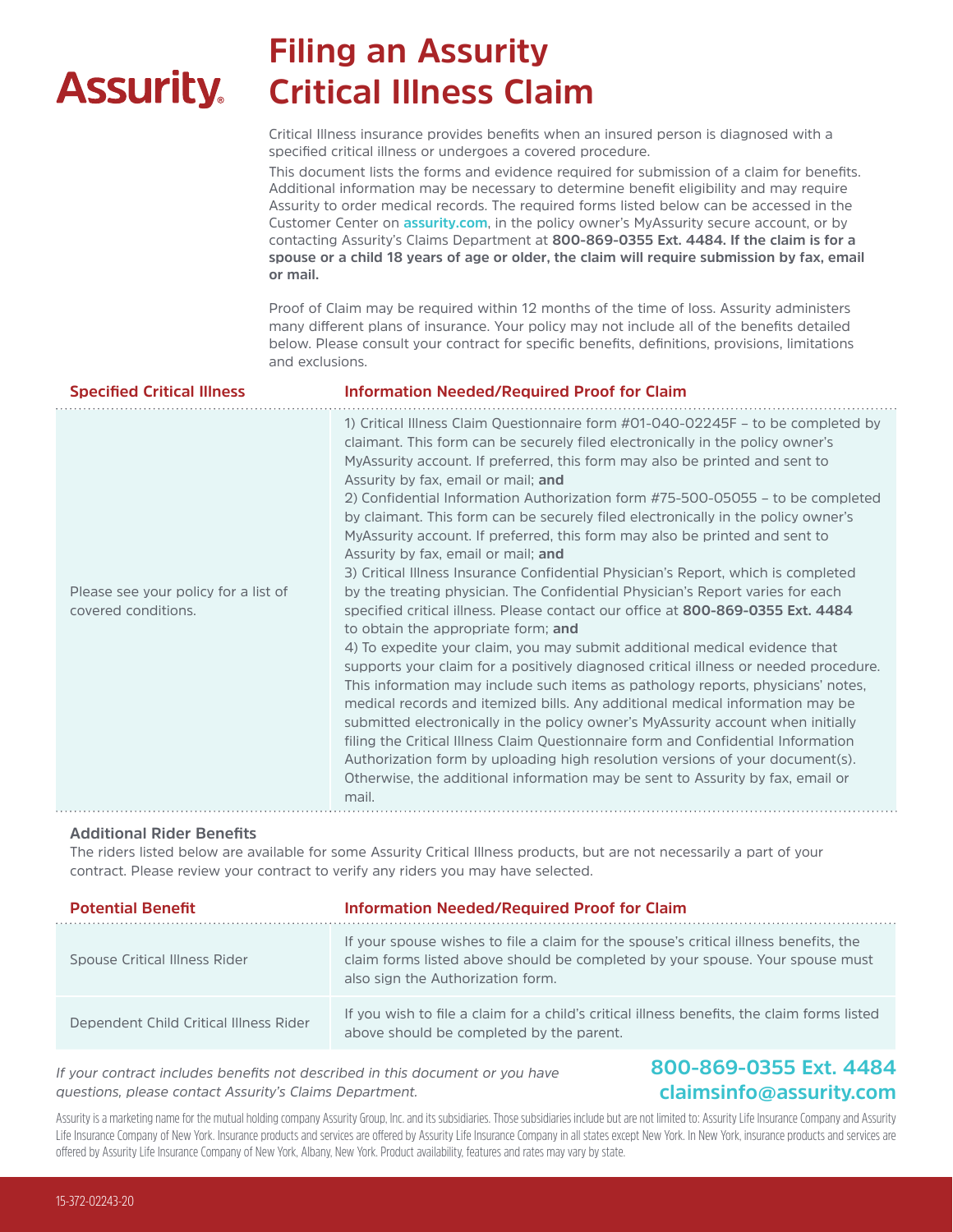Assurity

# Filing an Assurity Critical Illness Claim

Critical Illness insurance provides benefits when an insured person is diagnosed with a specified critical illness or undergoes a covered procedure.

This document lists the forms and evidence required for submission of a claim for benefits. Additional information may be necessary to determine benefit eligibility and may require Assurity to order medical records. The required forms listed below can be accessed in the Customer Center on **assurity.com**, in the policy owner's MyAssurity secure account, or by contacting Assurity's Claims Department at **800-869-0355 Ext. 4484. If the claim is for a spouse or a child 18 years of age or older, the claim will require submission by fax, email or mail.**

Proof of Claim may be required within 12 months of the time of loss. Assurity administers many different plans of insurance. Your policy may not include all of the benefits detailed below. Please consult your contract for specific benefits, definitions, provisions, limitations and exclusions.

| Specified Critical Illness | Information Needed/Required Proof for Claim |
|---|---|
| Please see your policy for a list of covered conditions. | 1) Critical Illness Claim Questionnaire form #01-040-02245F – to be completed by claimant. This form can be securely filed electronically in the policy owner's MyAssurity account. If preferred, this form may also be printed and sent to Assurity by fax, email or mail; **and**<br>2) Confidential Information Authorization form #75-500-05055 – to be completed by claimant. This form can be securely filed electronically in the policy owner's MyAssurity account. If preferred, this form may also be printed and sent to Assurity by fax, email or mail; **and**<br>3) Critical Illness Insurance Confidential Physician's Report, which is completed by the treating physician. The Confidential Physician's Report varies for each specified critical illness. Please contact our office at **800-869-0355 Ext. 4484** to obtain the appropriate form; **and**<br>4) To expedite your claim, you may submit additional medical evidence that supports your claim for a positively diagnosed critical illness or needed procedure. This information may include such items as pathology reports, physicians' notes, medical records and itemized bills. Any additional medical information may be submitted electronically in the policy owner's MyAssurity account when initially filing the Critical Illness Claim Questionnaire form and Confidential Information Authorization form by uploading high resolution versions of your document(s). Otherwise, the additional information may be sent to Assurity by fax, email or mail. |

### Additional Rider Benefits

The riders listed below are available for some Assurity Critical Illness products, but are not necessarily a part of your contract. Please review your contract to verify any riders you may have selected.

| Potential Benefit | Information Needed/Required Proof for Claim |
|---|---|
| Spouse Critical Illness Rider | If your spouse wishes to file a claim for the spouse's critical illness benefits, the claim forms listed above should be completed by your spouse. Your spouse must also sign the Authorization form. |
| Dependent Child Critical Illness Rider | If you wish to file a claim for a child's critical illness benefits, the claim forms listed above should be completed by the parent. |

*If your contract includes benefits not described in this document or you have questions, please contact Assurity's Claims Department.*

**800-869-0355 Ext. 4484**
**claimsinfo@assurity.com**

Assurity is a marketing name for the mutual holding company Assurity Group, Inc. and its subsidiaries. Those subsidiaries include but are not limited to: Assurity Life Insurance Company and Assurity Life Insurance Company of New York. Insurance products and services are offered by Assurity Life Insurance Company in all states except New York. In New York, insurance products and services are offered by Assurity Life Insurance Company of New York, Albany, New York. Product availability, features and rates may vary by state.

15-372-02243-20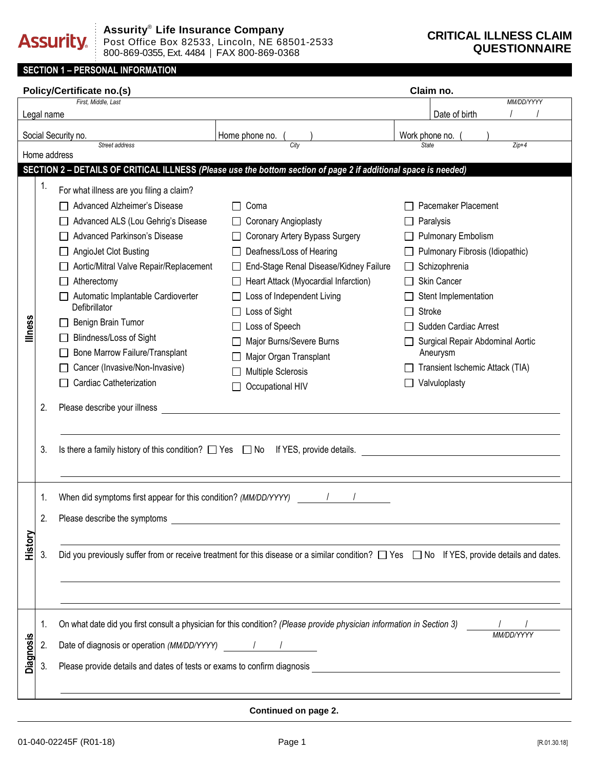**Assurity® Life Insurance Company**
Post Office Box 82533, Lincoln, NE 68501-2533
800-869-0355, Ext. 4484 | FAX 800-869-0368

# CRITICAL ILLNESS CLAIM QUESTIONNAIRE

## SECTION 1 – PERSONAL INFORMATION

**Policy/Certificate no.(s)** **Claim no.**

| Legal name *(First, Middle, Last)* | | Date of birth *(MM/DD/YYYY)* / / |
|---|---|---|
| Social Security no. | Home phone no. ( ) | Work phone no. ( ) |
| Home address *(Street address, City, State, Zip+4)* | | |

## SECTION 2 – DETAILS OF CRITICAL ILLNESS *(Please use the bottom section of page 2 if additional space is needed)*

### Illness

1. For what illness are you filing a claim?

- ☐ Advanced Alzheimer's Disease
- ☐ Advanced ALS (Lou Gehrig's Disease
- ☐ Advanced Parkinson's Disease
- ☐ AngioJet Clot Busting
- ☐ Aortic/Mitral Valve Repair/Replacement
- ☐ Atherectomy
- ☐ Automatic Implantable Cardioverter Defibrillator
- ☐ Benign Brain Tumor
- ☐ Blindness/Loss of Sight
- ☐ Bone Marrow Failure/Transplant
- ☐ Cancer (Invasive/Non-Invasive)
- ☐ Cardiac Catheterization
- ☐ Coma
- ☐ Coronary Angioplasty
- ☐ Coronary Artery Bypass Surgery
- ☐ Deafness/Loss of Hearing
- ☐ End-Stage Renal Disease/Kidney Failure
- ☐ Heart Attack (Myocardial Infarction)
- ☐ Loss of Independent Living
- ☐ Loss of Sight
- ☐ Loss of Speech
- ☐ Major Burns/Severe Burns
- ☐ Major Organ Transplant
- ☐ Multiple Sclerosis
- ☐ Occupational HIV
- ☐ Pacemaker Placement
- ☐ Paralysis
- ☐ Pulmonary Embolism
- ☐ Pulmonary Fibrosis (Idiopathic)
- ☐ Schizophrenia
- ☐ Skin Cancer
- ☐ Stent Implementation
- ☐ Stroke
- ☐ Sudden Cardiac Arrest
- ☐ Surgical Repair Abdominal Aortic Aneurysm
- ☐ Transient Ischemic Attack (TIA)
- ☐ Valvuloplasty

2. Please describe your illness ____________________

3. Is there a family history of this condition? ☐ Yes ☐ No If YES, provide details. ____________________

### History

1. When did symptoms first appear for this condition? *(MM/DD/YYYY)* ____ / ____ / ____

2. Please describe the symptoms ____________________

3. Did you previously suffer from or receive treatment for this disease or a similar condition? ☐ Yes ☐ No If YES, provide details and dates.
____________________

### Diagnosis

1. On what date did you first consult a physician for this condition? *(Please provide physician information in Section 3)* ____ / ____ / ____ *MM/DD/YYYY*

2. Date of diagnosis or operation *(MM/DD/YYYY)* ____ / ____ / ____

3. Please provide details and dates of tests or exams to confirm diagnosis ____________________

**Continued on page 2.**

01-040-02245F (R01-18) [R.01.30.18]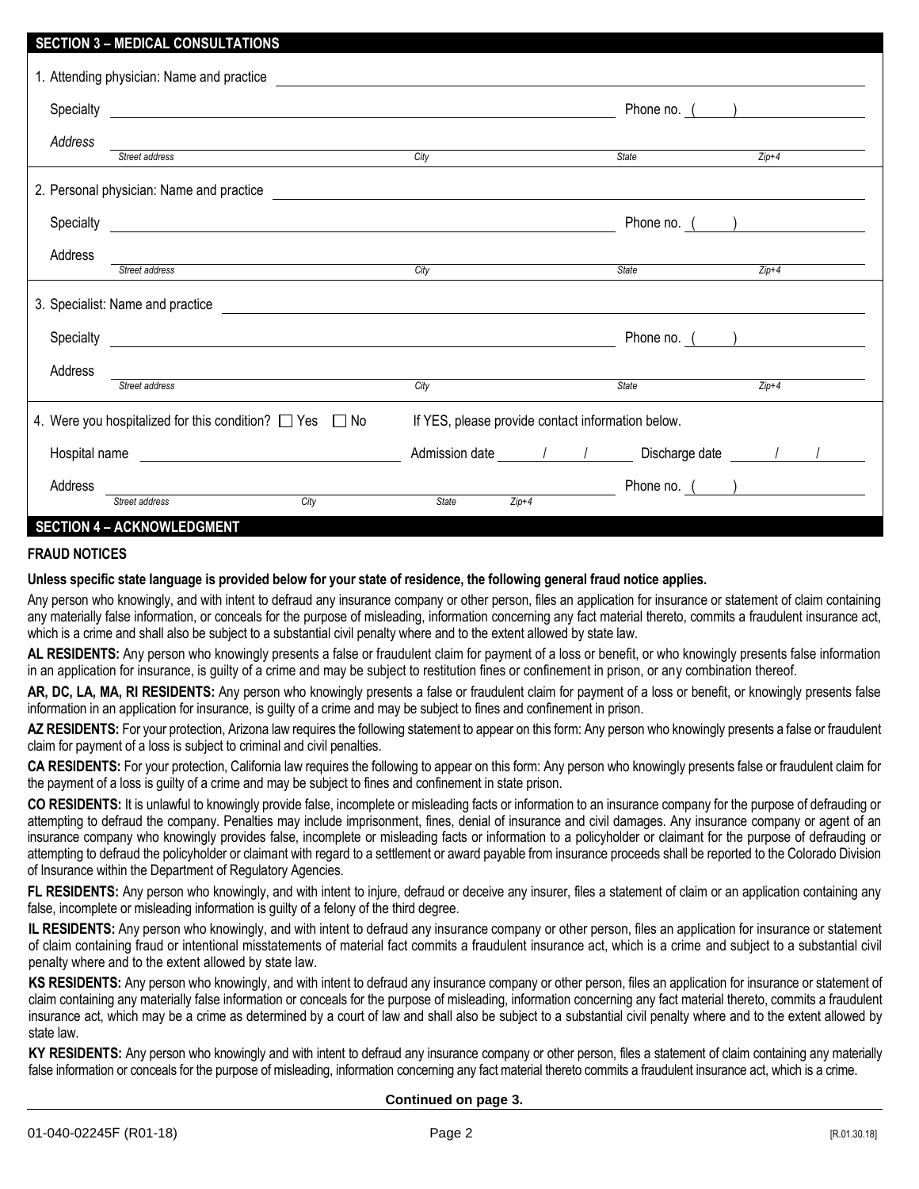## SECTION 3 – MEDICAL CONSULTATIONS

1. Attending physician: Name and practice ______________________________

   Specialty ______________________________ Phone no. ( ) ______________

   *Address* ______________________________
   *Street address* *City* *State* *Zip+4*

2. Personal physician: Name and practice ______________________________

   Specialty ______________________________ Phone no. ( ) ______________

   Address ______________________________
   *Street address* *City* *State* *Zip+4*

3. Specialist: Name and practice ______________________________

   Specialty ______________________________ Phone no. ( ) ______________

   Address ______________________________
   *Street address* *City* *State* *Zip+4*

4. Were you hospitalized for this condition? ☐ Yes ☐ No If YES, please provide contact information below.

   Hospital name ______________________________ Admission date / / Discharge date / /

   Address ______________________________ Phone no. ( ) ______________
   *Street address* *City* *State* *Zip+4*

## SECTION 4 – ACKNOWLEDGMENT

**FRAUD NOTICES**

**Unless specific state language is provided below for your state of residence, the following general fraud notice applies.**

Any person who knowingly, and with intent to defraud any insurance company or other person, files an application for insurance or statement of claim containing any materially false information, or conceals for the purpose of misleading, information concerning any fact material thereto, commits a fraudulent insurance act, which is a crime and shall also be subject to a substantial civil penalty where and to the extent allowed by state law.

**AL RESIDENTS:** Any person who knowingly presents a false or fraudulent claim for payment of a loss or benefit, or who knowingly presents false information in an application for insurance, is guilty of a crime and may be subject to restitution fines or confinement in prison, or any combination thereof.

**AR, DC, LA, MA, RI RESIDENTS:** Any person who knowingly presents a false or fraudulent claim for payment of a loss or benefit, or knowingly presents false information in an application for insurance, is guilty of a crime and may be subject to fines and confinement in prison.

**AZ RESIDENTS:** For your protection, Arizona law requires the following statement to appear on this form: Any person who knowingly presents a false or fraudulent claim for payment of a loss is subject to criminal and civil penalties.

**CA RESIDENTS:** For your protection, California law requires the following to appear on this form: Any person who knowingly presents false or fraudulent claim for the payment of a loss is guilty of a crime and may be subject to fines and confinement in state prison.

**CO RESIDENTS:** It is unlawful to knowingly provide false, incomplete or misleading facts or information to an insurance company for the purpose of defrauding or attempting to defraud the company. Penalties may include imprisonment, fines, denial of insurance and civil damages. Any insurance company or agent of an insurance company who knowingly provides false, incomplete or misleading facts or information to a policyholder or claimant for the purpose of defrauding or attempting to defraud the policyholder or claimant with regard to a settlement or award payable from insurance proceeds shall be reported to the Colorado Division of Insurance within the Department of Regulatory Agencies.

**FL RESIDENTS:** Any person who knowingly, and with intent to injure, defraud or deceive any insurer, files a statement of claim or an application containing any false, incomplete or misleading information is guilty of a felony of the third degree.

**IL RESIDENTS:** Any person who knowingly, and with intent to defraud any insurance company or other person, files an application for insurance or statement of claim containing fraud or intentional misstatements of material fact commits a fraudulent insurance act, which is a crime and subject to a substantial civil penalty where and to the extent allowed by state law.

**KS RESIDENTS:** Any person who knowingly, and with intent to defraud any insurance company or other person, files an application for insurance or statement of claim containing any materially false information or conceals for the purpose of misleading, information concerning any fact material thereto, commits a fraudulent insurance act, which may be a crime as determined by a court of law and shall also be subject to a substantial civil penalty where and to the extent allowed by state law.

**KY RESIDENTS:** Any person who knowingly and with intent to defraud any insurance company or other person, files a statement of claim containing any materially false information or conceals for the purpose of misleading, information concerning any fact material thereto commits a fraudulent insurance act, which is a crime.

**Continued on page 3.**

01-040-02245F (R01-18) [R.01.30.18]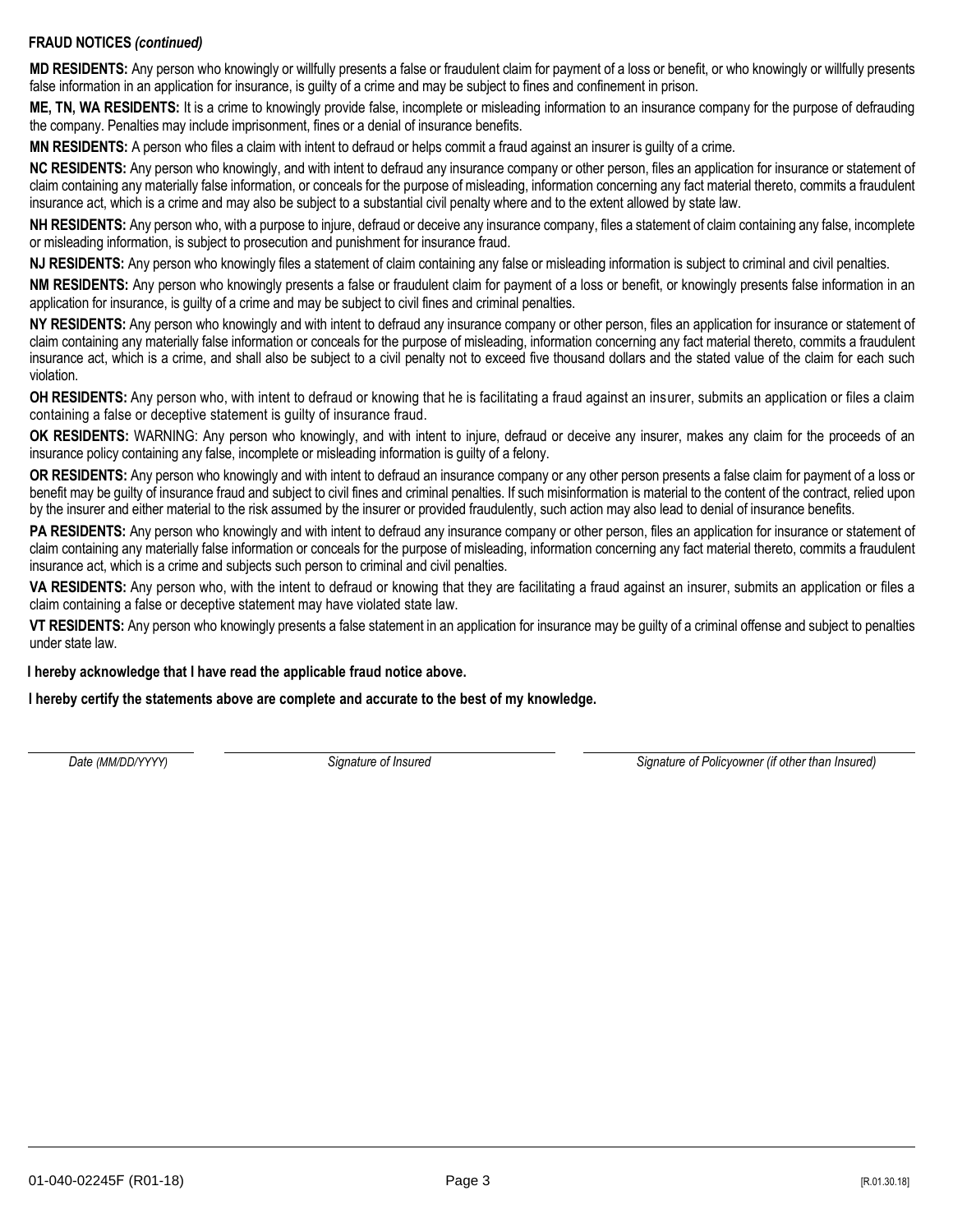**FRAUD NOTICES *(continued)***

**MD RESIDENTS:** Any person who knowingly or willfully presents a false or fraudulent claim for payment of a loss or benefit, or who knowingly or willfully presents false information in an application for insurance, is guilty of a crime and may be subject to fines and confinement in prison.

**ME, TN, WA RESIDENTS:** It is a crime to knowingly provide false, incomplete or misleading information to an insurance company for the purpose of defrauding the company. Penalties may include imprisonment, fines or a denial of insurance benefits.

**MN RESIDENTS:** A person who files a claim with intent to defraud or helps commit a fraud against an insurer is guilty of a crime.

**NC RESIDENTS:** Any person who knowingly, and with intent to defraud any insurance company or other person, files an application for insurance or statement of claim containing any materially false information, or conceals for the purpose of misleading, information concerning any fact material thereto, commits a fraudulent insurance act, which is a crime and may also be subject to a substantial civil penalty where and to the extent allowed by state law.

**NH RESIDENTS:** Any person who, with a purpose to injure, defraud or deceive any insurance company, files a statement of claim containing any false, incomplete or misleading information, is subject to prosecution and punishment for insurance fraud.

**NJ RESIDENTS:** Any person who knowingly files a statement of claim containing any false or misleading information is subject to criminal and civil penalties.

**NM RESIDENTS:** Any person who knowingly presents a false or fraudulent claim for payment of a loss or benefit, or knowingly presents false information in an application for insurance, is guilty of a crime and may be subject to civil fines and criminal penalties.

**NY RESIDENTS:** Any person who knowingly and with intent to defraud any insurance company or other person, files an application for insurance or statement of claim containing any materially false information or conceals for the purpose of misleading, information concerning any fact material thereto, commits a fraudulent insurance act, which is a crime, and shall also be subject to a civil penalty not to exceed five thousand dollars and the stated value of the claim for each such violation.

**OH RESIDENTS:** Any person who, with intent to defraud or knowing that he is facilitating a fraud against an insurer, submits an application or files a claim containing a false or deceptive statement is guilty of insurance fraud.

**OK RESIDENTS:** WARNING: Any person who knowingly, and with intent to injure, defraud or deceive any insurer, makes any claim for the proceeds of an insurance policy containing any false, incomplete or misleading information is guilty of a felony.

**OR RESIDENTS:** Any person who knowingly and with intent to defraud an insurance company or any other person presents a false claim for payment of a loss or benefit may be guilty of insurance fraud and subject to civil fines and criminal penalties. If such misinformation is material to the content of the contract, relied upon by the insurer and either material to the risk assumed by the insurer or provided fraudulently, such action may also lead to denial of insurance benefits.

**PA RESIDENTS:** Any person who knowingly and with intent to defraud any insurance company or other person, files an application for insurance or statement of claim containing any materially false information or conceals for the purpose of misleading, information concerning any fact material thereto, commits a fraudulent insurance act, which is a crime and subjects such person to criminal and civil penalties.

**VA RESIDENTS:** Any person who, with the intent to defraud or knowing that they are facilitating a fraud against an insurer, submits an application or files a claim containing a false or deceptive statement may have violated state law.

**VT RESIDENTS:** Any person who knowingly presents a false statement in an application for insurance may be guilty of a criminal offense and subject to penalties under state law.

**I hereby acknowledge that I have read the applicable fraud notice above.**

**I hereby certify the statements above are complete and accurate to the best of my knowledge.**

| ______________________ | ______________________ | ______________________ |
|---|---|---|
| *Date (MM/DD/YYYY)* | *Signature of Insured* | *Signature of Policyowner (if other than Insured)* |

01-040-02245F (R01-18) [R.01.30.18]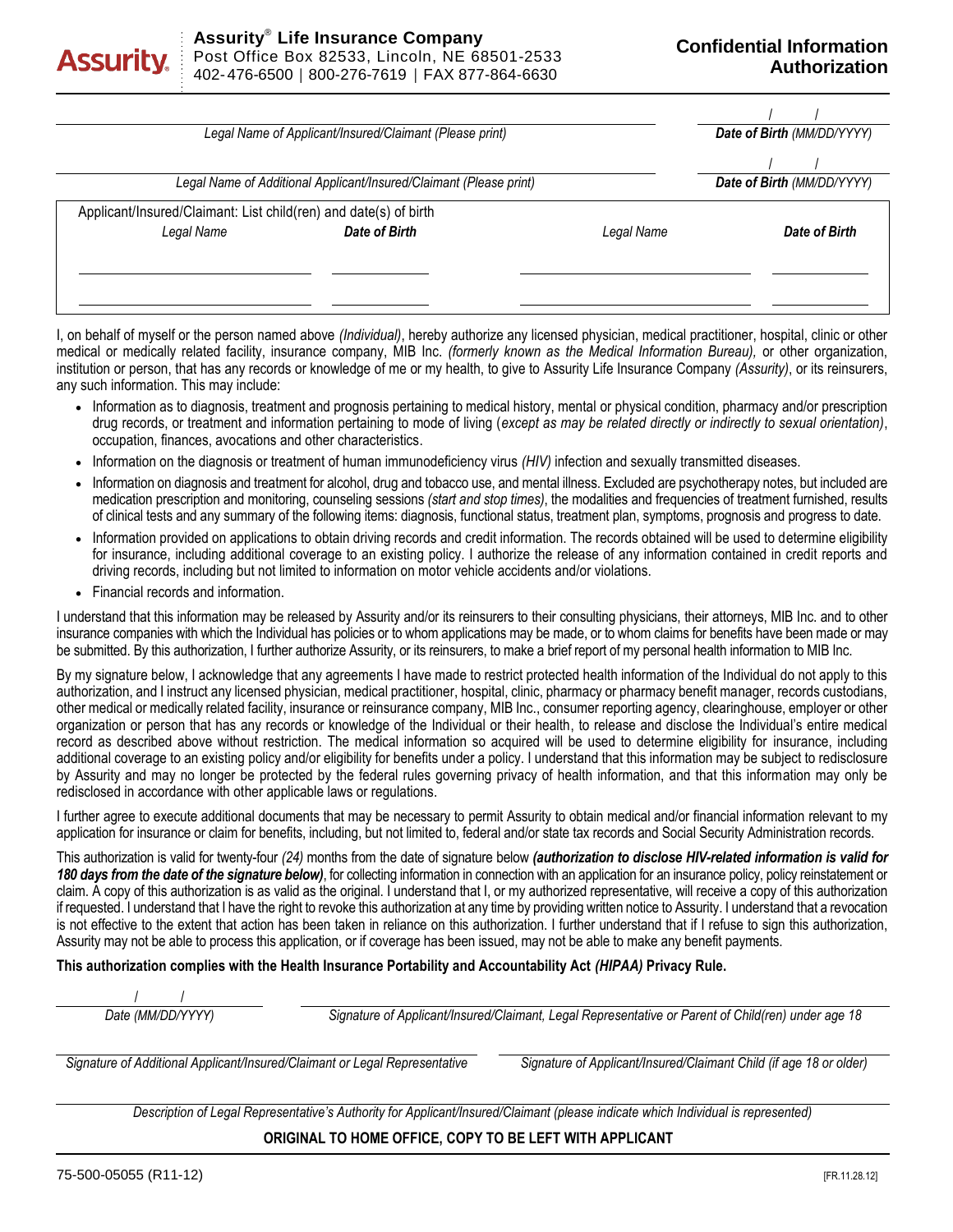**Assurity**® **Life Insurance Company**
Post Office Box 82533, Lincoln, NE 68501-2533
402-476-6500 | 800-276-7619 | FAX 877-864-6630

# Confidential Information Authorization

| | |
|---|---|
| *Legal Name of Applicant/Insured/Claimant (Please print)* | / / **Date of Birth** *(MM/DD/YYYY)* |
| *Legal Name of Additional Applicant/Insured/Claimant (Please print)* | / / **Date of Birth** *(MM/DD/YYYY)* |

Applicant/Insured/Claimant: List child(ren) and date(s) of birth

| *Legal Name* | ***Date of Birth*** | *Legal Name* | ***Date of Birth*** |
|---|---|---|---|
| | | | |
| | | | |

I, on behalf of myself or the person named above *(Individual)*, hereby authorize any licensed physician, medical practitioner, hospital, clinic or other medical or medically related facility, insurance company, MIB Inc. *(formerly known as the Medical Information Bureau),* or other organization, institution or person, that has any records or knowledge of me or my health, to give to Assurity Life Insurance Company *(Assurity)*, or its reinsurers, any such information. This may include:

- Information as to diagnosis, treatment and prognosis pertaining to medical history, mental or physical condition, pharmacy and/or prescription drug records, or treatment and information pertaining to mode of living (*except as may be related directly or indirectly to sexual orientation)*, occupation, finances, avocations and other characteristics.
- Information on the diagnosis or treatment of human immunodeficiency virus *(HIV)* infection and sexually transmitted diseases.
- Information on diagnosis and treatment for alcohol, drug and tobacco use, and mental illness. Excluded are psychotherapy notes, but included are medication prescription and monitoring, counseling sessions *(start and stop times)*, the modalities and frequencies of treatment furnished, results of clinical tests and any summary of the following items: diagnosis, functional status, treatment plan, symptoms, prognosis and progress to date.
- Information provided on applications to obtain driving records and credit information. The records obtained will be used to determine eligibility for insurance, including additional coverage to an existing policy. I authorize the release of any information contained in credit reports and driving records, including but not limited to information on motor vehicle accidents and/or violations.
- Financial records and information.

I understand that this information may be released by Assurity and/or its reinsurers to their consulting physicians, their attorneys, MIB Inc. and to other insurance companies with which the Individual has policies or to whom applications may be made, or to whom claims for benefits have been made or may be submitted. By this authorization, I further authorize Assurity, or its reinsurers, to make a brief report of my personal health information to MIB Inc.

By my signature below, I acknowledge that any agreements I have made to restrict protected health information of the Individual do not apply to this authorization, and I instruct any licensed physician, medical practitioner, hospital, clinic, pharmacy or pharmacy benefit manager, records custodians, other medical or medically related facility, insurance or reinsurance company, MIB Inc., consumer reporting agency, clearinghouse, employer or other organization or person that has any records or knowledge of the Individual or their health, to release and disclose the Individual's entire medical record as described above without restriction. The medical information so acquired will be used to determine eligibility for insurance, including additional coverage to an existing policy and/or eligibility for benefits under a policy. I understand that this information may be subject to redisclosure by Assurity and may no longer be protected by the federal rules governing privacy of health information, and that this information may only be redisclosed in accordance with other applicable laws or regulations.

I further agree to execute additional documents that may be necessary to permit Assurity to obtain medical and/or financial information relevant to my application for insurance or claim for benefits, including, but not limited to, federal and/or state tax records and Social Security Administration records.

This authorization is valid for twenty-four *(24)* months from the date of signature below ***(authorization to disclose HIV-related information is valid for 180 days from the date of the signature below)***, for collecting information in connection with an application for an insurance policy, policy reinstatement or claim. A copy of this authorization is as valid as the original. I understand that I, or my authorized representative, will receive a copy of this authorization if requested. I understand that I have the right to revoke this authorization at any time by providing written notice to Assurity. I understand that a revocation is not effective to the extent that action has been taken in reliance on this authorization. I further understand that if I refuse to sign this authorization, Assurity may not be able to process this application, or if coverage has been issued, may not be able to make any benefit payments.

**This authorization complies with the Health Insurance Portability and Accountability Act *(HIPAA)* Privacy Rule.**

| | |
|---|---|
| / / *Date (MM/DD/YYYY)* | *Signature of Applicant/Insured/Claimant, Legal Representative or Parent of Child(ren) under age 18* |
| *Signature of Additional Applicant/Insured/Claimant or Legal Representative* | *Signature of Applicant/Insured/Claimant Child (if age 18 or older)* |

*Description of Legal Representative's Authority for Applicant/Insured/Claimant (please indicate which Individual is represented)*

**ORIGINAL TO HOME OFFICE, COPY TO BE LEFT WITH APPLICANT**

75-500-05055 (R11-12) [FR.11.28.12]